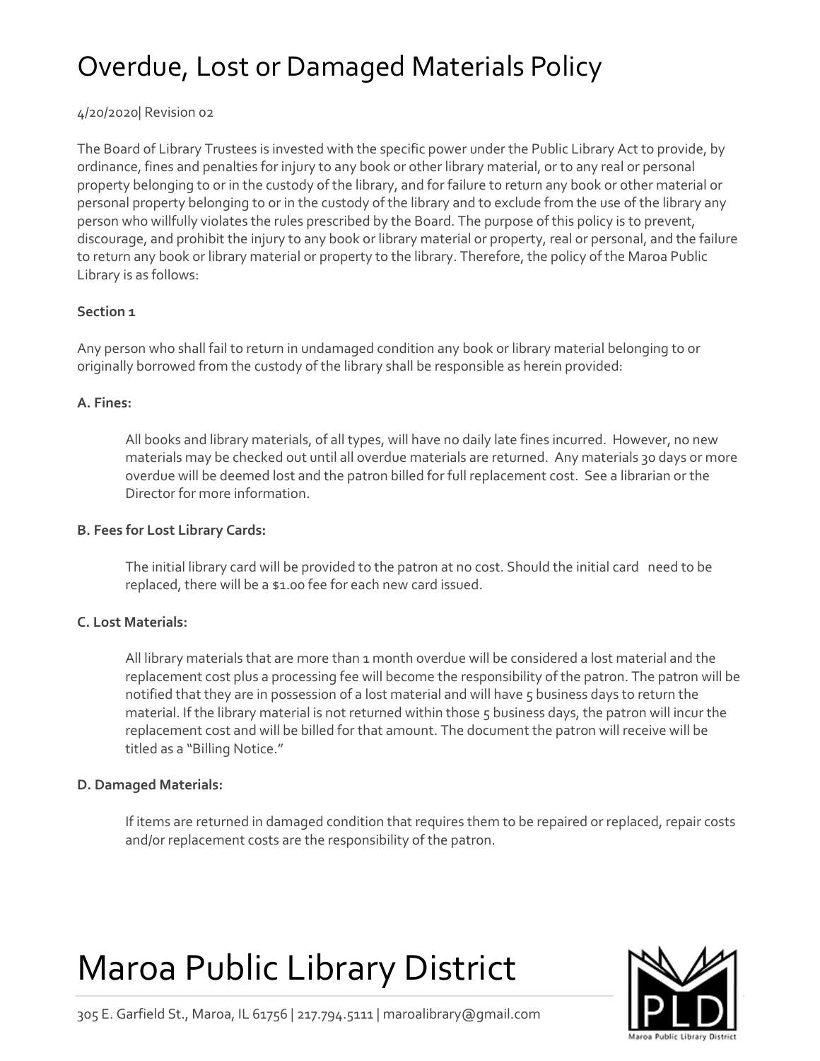# Overdue, Lost or Damaged Materials Policy

4/20/2020| Revision 02

The Board of Library Trustees is invested with the specific power under the Public Library Act to provide, by ordinance, fines and penalties for injury to any book or other library material, or to any real or personal property belonging to or in the custody of the library, and for failure to return any book or other material or personal property belonging to or in the custody of the library and to exclude from the use of the library any person who willfully violates the rules prescribed by the Board. The purpose of this policy is to prevent, discourage, and prohibit the injury to any book or library material or property, real or personal, and the failure to return any book or library material or property to the library. Therefore, the policy of the Maroa Public Library is as follows:

**Section 1**

Any person who shall fail to return in undamaged condition any book or library material belonging to or originally borrowed from the custody of the library shall be responsible as herein provided:

**A. Fines:**

All books and library materials, of all types, will have no daily late fines incurred. However, no new materials may be checked out until all overdue materials are returned. Any materials 30 days or more overdue will be deemed lost and the patron billed for full replacement cost. See a librarian or the Director for more information.

**B. Fees for Lost Library Cards:**

The initial library card will be provided to the patron at no cost. Should the initial card need to be replaced, there will be a $1.00 fee for each new card issued.

**C. Lost Materials:**

All library materials that are more than 1 month overdue will be considered a lost material and the replacement cost plus a processing fee will become the responsibility of the patron. The patron will be notified that they are in possession of a lost material and will have 5 business days to return the material. If the library material is not returned within those 5 business days, the patron will incur the replacement cost and will be billed for that amount. The document the patron will receive will be titled as a "Billing Notice."

**D. Damaged Materials:**

If items are returned in damaged condition that requires them to be repaired or replaced, repair costs and/or replacement costs are the responsibility of the patron.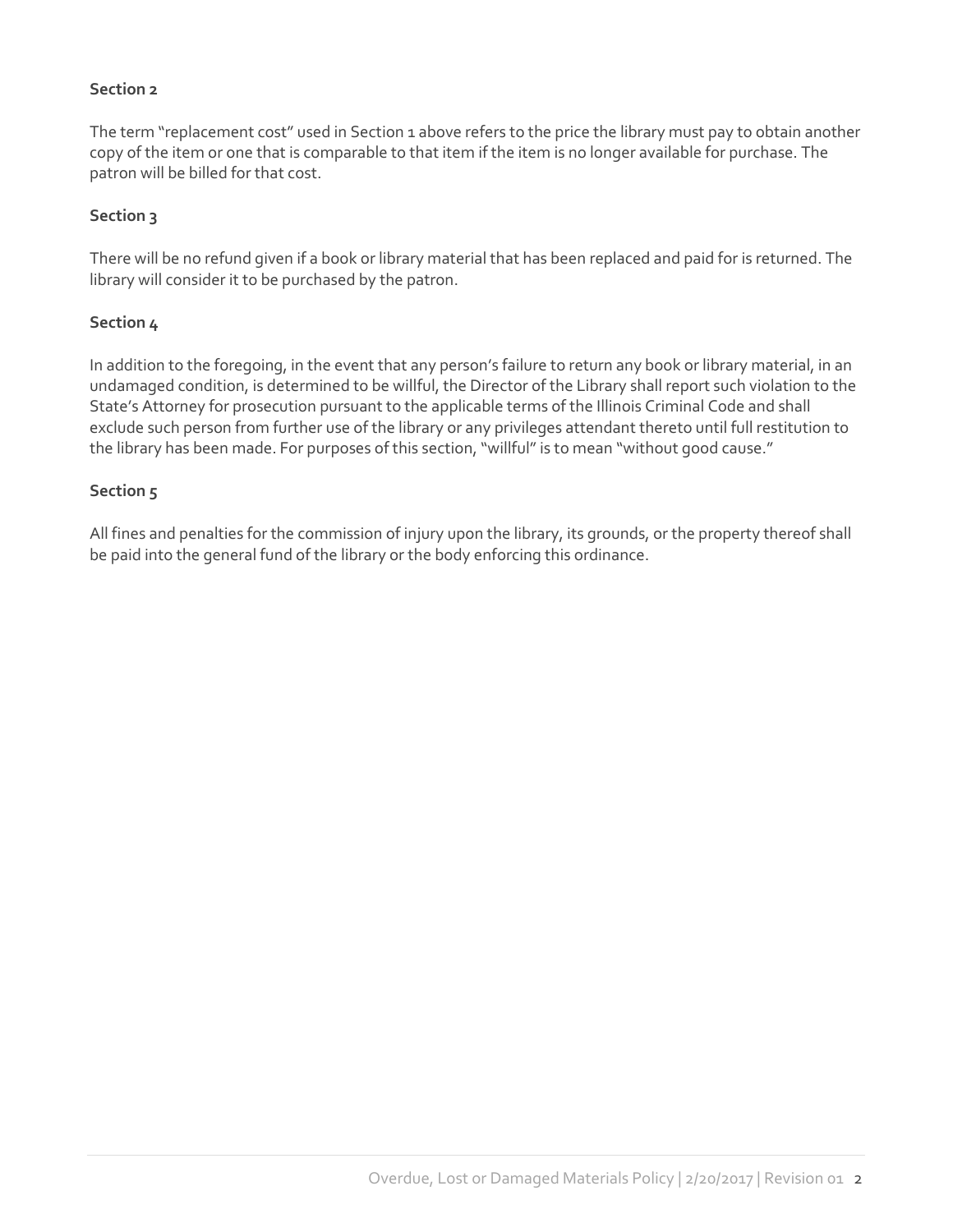**Section 2**

The term "replacement cost" used in Section 1 above refers to the price the library must pay to obtain another copy of the item or one that is comparable to that item if the item is no longer available for purchase. The patron will be billed for that cost.

**Section 3**

There will be no refund given if a book or library material that has been replaced and paid for is returned. The library will consider it to be purchased by the patron.

**Section 4**

In addition to the foregoing, in the event that any person's failure to return any book or library material, in an undamaged condition, is determined to be willful, the Director of the Library shall report such violation to the State's Attorney for prosecution pursuant to the applicable terms of the Illinois Criminal Code and shall exclude such person from further use of the library or any privileges attendant thereto until full restitution to the library has been made. For purposes of this section, "willful" is to mean "without good cause."

**Section 5**

All fines and penalties for the commission of injury upon the library, its grounds, or the property thereof shall be paid into the general fund of the library or the body enforcing this ordinance.